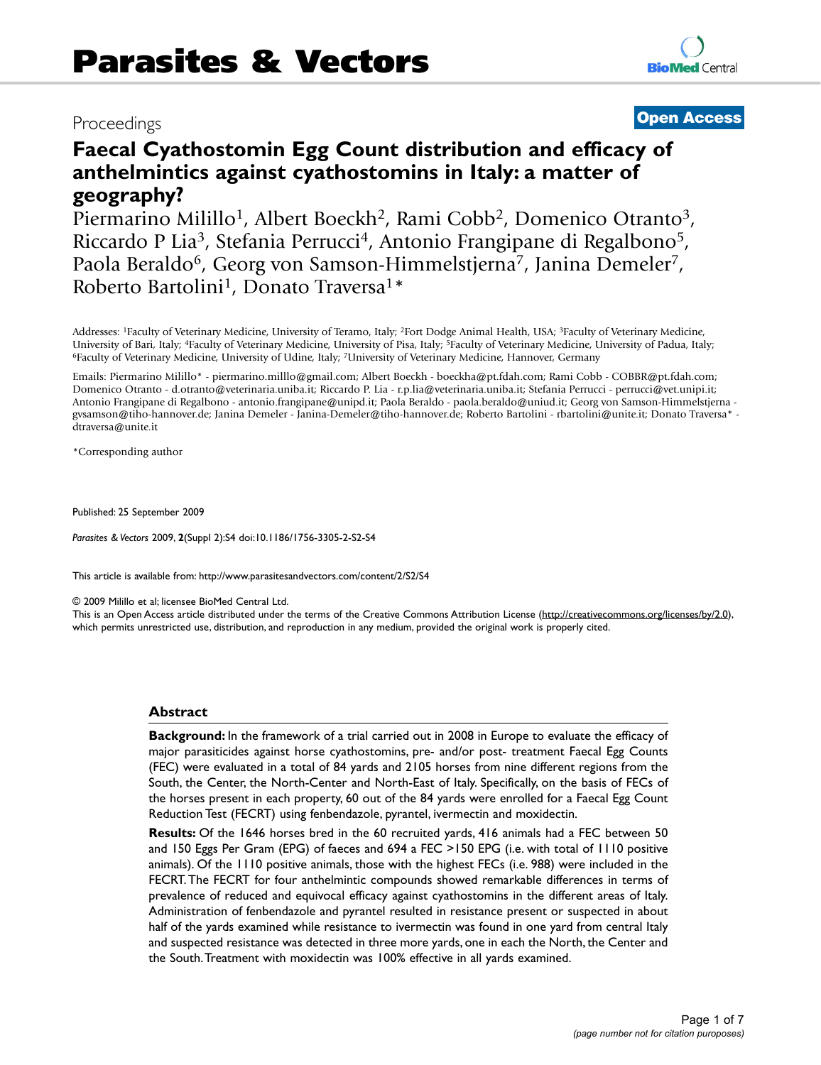Proceedings **Open Access**

# Faecal Cyathostomin Egg Count distribution and efficacy of anthelmintics against cyathostomins in Italy: a matter of geography?

Piermarino Milillo[1], Albert Boeckh[2], Rami Cobb[2], Domenico Otranto[3], Riccardo P Lia[3], Stefania Perrucci[4], Antonio Frangipane di Regalbono[5], Paola Beraldo[6], Georg von Samson-Himmelstjerna[7], Janina Demeler[7], Roberto Bartolini[1], Donato Traversa[1]*

Addresses: [1]Faculty of Veterinary Medicine, University of Teramo, Italy; [2]Fort Dodge Animal Health, USA; [3]Faculty of Veterinary Medicine, University of Bari, Italy; [4]Faculty of Veterinary Medicine, University of Pisa, Italy; [5]Faculty of Veterinary Medicine, University of Padua, Italy; [6]Faculty of Veterinary Medicine, University of Udine, Italy; [7]University of Veterinary Medicine, Hannover, Germany

Emails: Piermarino Milillo* - piermarino.milllo@gmail.com; Albert Boeckh - boeckha@pt.fdah.com; Rami Cobb - COBBR@pt.fdah.com; Domenico Otranto - d.otranto@veterinaria.uniba.it; Riccardo P. Lia - r.p.lia@veterinaria.uniba.it; Stefania Perrucci - perrucci@vet.unipi.it; Antonio Frangipane di Regalbono - antonio.frangipane@unipd.it; Paola Beraldo - paola.beraldo@uniud.it; Georg von Samson-Himmelstjerna - gvsamson@tiho-hannover.de; Janina Demeler - Janina-Demeler@tiho-hannover.de; Roberto Bartolini - rbartolini@unite.it; Donato Traversa* - dtraversa@unite.it

*Corresponding author

Published: 25 September 2009

*Parasites & Vectors* 2009, **2**(Suppl 2):S4 doi:10.1186/1756-3305-2-S2-S4

This article is available from: http://www.parasitesandvectors.com/content/2/S2/S4

© 2009 Milillo et al; licensee BioMed Central Ltd.
This is an Open Access article distributed under the terms of the Creative Commons Attribution License (http://creativecommons.org/licenses/by/2.0), which permits unrestricted use, distribution, and reproduction in any medium, provided the original work is properly cited.

## Abstract

**Background:** In the framework of a trial carried out in 2008 in Europe to evaluate the efficacy of major parasiticides against horse cyathostomins, pre- and/or post- treatment Faecal Egg Counts (FEC) were evaluated in a total of 84 yards and 2105 horses from nine different regions from the South, the Center, the North-Center and North-East of Italy. Specifically, on the basis of FECs of the horses present in each property, 60 out of the 84 yards were enrolled for a Faecal Egg Count Reduction Test (FECRT) using fenbendazole, pyrantel, ivermectin and moxidectin.

**Results:** Of the 1646 horses bred in the 60 recruited yards, 416 animals had a FEC between 50 and 150 Eggs Per Gram (EPG) of faeces and 694 a FEC >150 EPG (i.e. with total of 1110 positive animals). Of the 1110 positive animals, those with the highest FECs (i.e. 988) were included in the FECRT. The FECRT for four anthelmintic compounds showed remarkable differences in terms of prevalence of reduced and equivocal efficacy against cyathostomins in the different areas of Italy. Administration of fenbendazole and pyrantel resulted in resistance present or suspected in about half of the yards examined while resistance to ivermectin was found in one yard from central Italy and suspected resistance was detected in three more yards, one in each the North, the Center and the South. Treatment with moxidectin was 100% effective in all yards examined.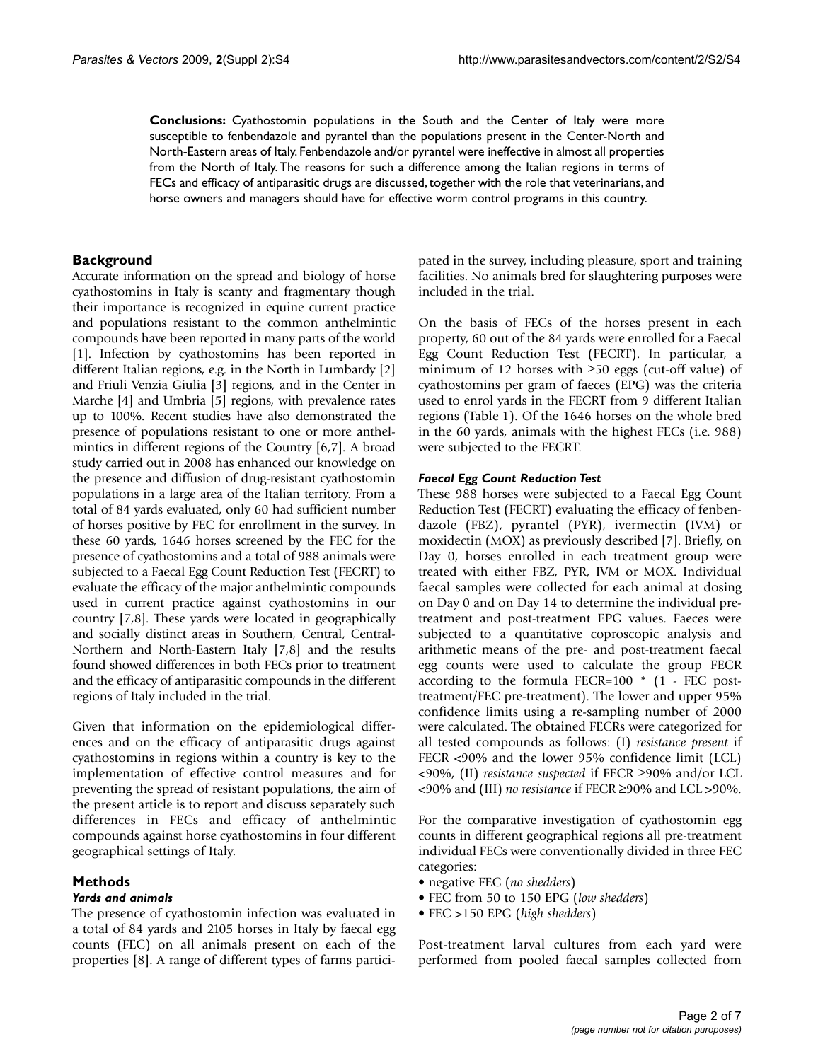**Conclusions:** Cyathostomin populations in the South and the Center of Italy were more susceptible to fenbendazole and pyrantel than the populations present in the Center-North and North-Eastern areas of Italy. Fenbendazole and/or pyrantel were ineffective in almost all properties from the North of Italy. The reasons for such a difference among the Italian regions in terms of FECs and efficacy of antiparasitic drugs are discussed, together with the role that veterinarians, and horse owners and managers should have for effective worm control programs in this country.

## Background

Accurate information on the spread and biology of horse cyathostomins in Italy is scanty and fragmentary though their importance is recognized in equine current practice and populations resistant to the common anthelmintic compounds have been reported in many parts of the world [1]. Infection by cyathostomins has been reported in different Italian regions, e.g. in the North in Lumbardy [2] and Friuli Venzia Giulia [3] regions, and in the Center in Marche [4] and Umbria [5] regions, with prevalence rates up to 100%. Recent studies have also demonstrated the presence of populations resistant to one or more anthelmintics in different regions of the Country [6,7]. A broad study carried out in 2008 has enhanced our knowledge on the presence and diffusion of drug-resistant cyathostomin populations in a large area of the Italian territory. From a total of 84 yards evaluated, only 60 had sufficient number of horses positive by FEC for enrollment in the survey. In these 60 yards, 1646 horses screened by the FEC for the presence of cyathostomins and a total of 988 animals were subjected to a Faecal Egg Count Reduction Test (FECRT) to evaluate the efficacy of the major anthelmintic compounds used in current practice against cyathostomins in our country [7,8]. These yards were located in geographically and socially distinct areas in Southern, Central, Central-Northern and North-Eastern Italy [7,8] and the results found showed differences in both FECs prior to treatment and the efficacy of antiparasitic compounds in the different regions of Italy included in the trial.

Given that information on the epidemiological differences and on the efficacy of antiparasitic drugs against cyathostomins in regions within a country is key to the implementation of effective control measures and for preventing the spread of resistant populations, the aim of the present article is to report and discuss separately such differences in FECs and efficacy of anthelmintic compounds against horse cyathostomins in four different geographical settings of Italy.

## Methods

### Yards and animals

The presence of cyathostomin infection was evaluated in a total of 84 yards and 2105 horses in Italy by faecal egg counts (FEC) on all animals present on each of the properties [8]. A range of different types of farms participated in the survey, including pleasure, sport and training facilities. No animals bred for slaughtering purposes were included in the trial.

On the basis of FECs of the horses present in each property, 60 out of the 84 yards were enrolled for a Faecal Egg Count Reduction Test (FECRT). In particular, a minimum of 12 horses with ≥50 eggs (cut-off value) of cyathostomins per gram of faeces (EPG) was the criteria used to enrol yards in the FECRT from 9 different Italian regions (Table 1). Of the 1646 horses on the whole bred in the 60 yards, animals with the highest FECs (i.e. 988) were subjected to the FECRT.

### Faecal Egg Count Reduction Test

These 988 horses were subjected to a Faecal Egg Count Reduction Test (FECRT) evaluating the efficacy of fenbendazole (FBZ), pyrantel (PYR), ivermectin (IVM) or moxidectin (MOX) as previously described [7]. Briefly, on Day 0, horses enrolled in each treatment group were treated with either FBZ, PYR, IVM or MOX. Individual faecal samples were collected for each animal at dosing on Day 0 and on Day 14 to determine the individual pre-treatment and post-treatment EPG values. Faeces were subjected to a quantitative coproscopic analysis and arithmetic means of the pre- and post-treatment faecal egg counts were used to calculate the group FECR according to the formula FECR=100 * (1 - FEC post-treatment/FEC pre-treatment). The lower and upper 95% confidence limits using a re-sampling number of 2000 were calculated. The obtained FECRs were categorized for all tested compounds as follows: (I) *resistance present* if FECR <90% and the lower 95% confidence limit (LCL) <90%, (II) *resistance suspected* if FECR ≥90% and/or LCL <90% and (III) *no resistance* if FECR ≥90% and LCL >90%.

For the comparative investigation of cyathostomin egg counts in different geographical regions all pre-treatment individual FECs were conventionally divided in three FEC categories:

- negative FEC (*no shedders*)
- FEC from 50 to 150 EPG (*low shedders*)
- FEC >150 EPG (*high shedders*)

Post-treatment larval cultures from each yard were performed from pooled faecal samples collected from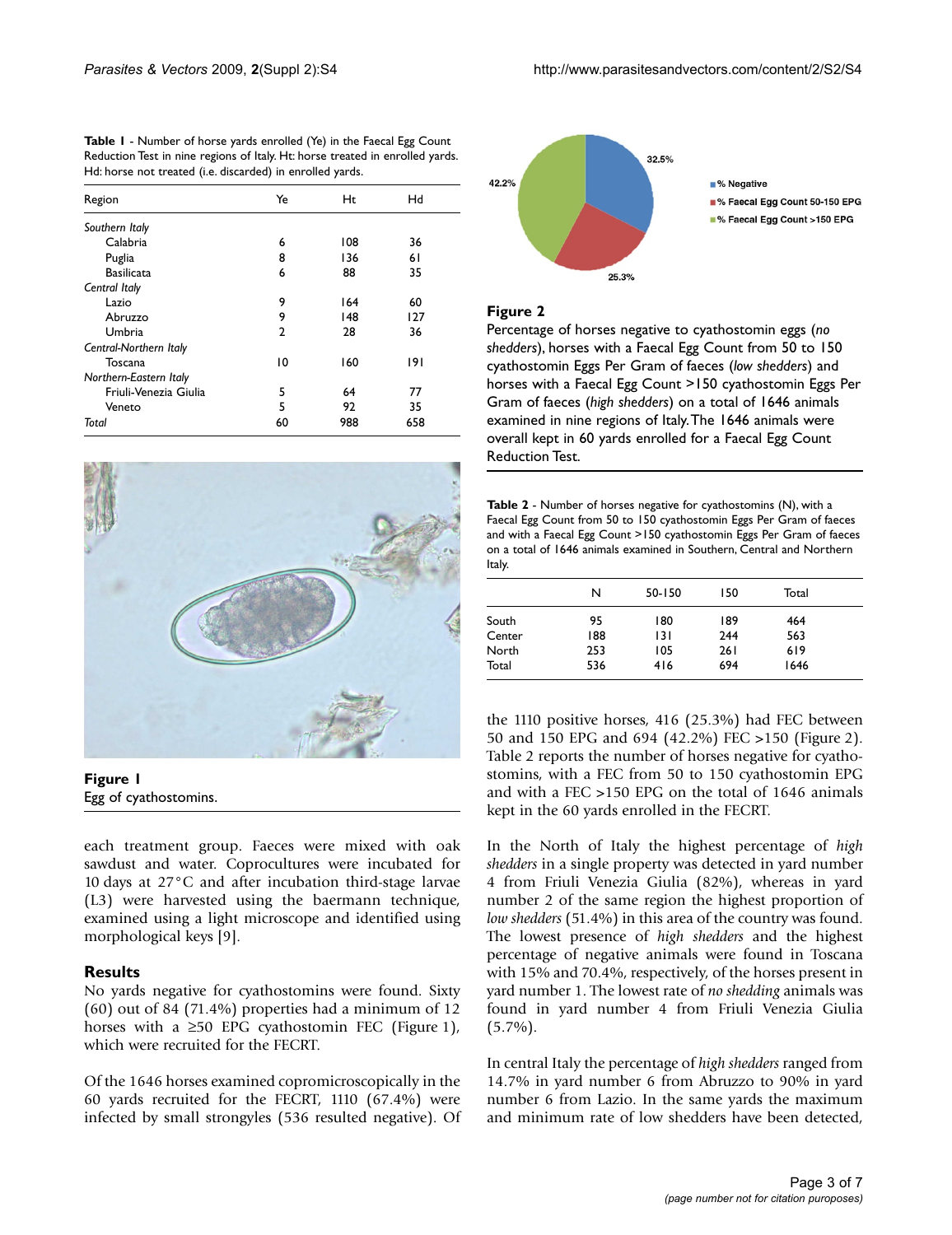**Table 1** - Number of horse yards enrolled (Ye) in the Faecal Egg Count Reduction Test in nine regions of Italy. Ht: horse treated in enrolled yards. Hd: horse not treated (i.e. discarded) in enrolled yards.

| Region | Ye | Ht | Hd |
|---|---|---|---|
| *Southern Italy* | | | |
| Calabria | 6 | 108 | 36 |
| Puglia | 8 | 136 | 61 |
| Basilicata | 6 | 88 | 35 |
| *Central Italy* | | | |
| Lazio | 9 | 164 | 60 |
| Abruzzo | 9 | 148 | 127 |
| Umbria | 2 | 28 | 36 |
| *Central-Northern Italy* | | | |
| Toscana | 10 | 160 | 191 |
| *Northern-Eastern Italy* | | | |
| Friuli-Venezia Giulia | 5 | 64 | 77 |
| Veneto | 5 | 92 | 35 |
| *Total* | 60 | 988 | 658 |

**Figure 1**
Egg of cyathostomins.

each treatment group. Faeces were mixed with oak sawdust and water. Coprocultures were incubated for 10 days at 27°C and after incubation third-stage larvae (L3) were harvested using the baermann technique, examined using a light microscope and identified using morphological keys [9].

## Results

No yards negative for cyathostomins were found. Sixty (60) out of 84 (71.4%) properties had a minimum of 12 horses with a ≥50 EPG cyathostomin FEC (Figure 1), which were recruited for the FECRT.

Of the 1646 horses examined copromicroscopically in the 60 yards recruited for the FECRT, 1110 (67.4%) were infected by small strongyles (536 resulted negative). Of the 1110 positive horses, 416 (25.3%) had FEC between 50 and 150 EPG and 694 (42.2%) FEC >150 (Figure 2). Table 2 reports the number of horses negative for cyathostomins, with a FEC from 50 to 150 cyathostomin EPG and with a FEC >150 EPG on the total of 1646 animals kept in the 60 yards enrolled in the FECRT.

**Figure 2**
Percentage of horses negative to cyathostomin eggs (*no shedders*), horses with a Faecal Egg Count from 50 to 150 cyathostomin Eggs Per Gram of faeces (*low shedders*) and horses with a Faecal Egg Count >150 cyathostomin Eggs Per Gram of faeces (*high shedders*) on a total of 1646 animals examined in nine regions of Italy. The 1646 animals were overall kept in 60 yards enrolled for a Faecal Egg Count Reduction Test.

**Table 2** - Number of horses negative for cyathostomins (N), with a Faecal Egg Count from 50 to 150 cyathostomin Eggs Per Gram of faeces and with a Faecal Egg Count >150 cyathostomin Eggs Per Gram of faeces on a total of 1646 animals examined in Southern, Central and Northern Italy.

| | N | 50-150 | 150 | Total |
|---|---|---|---|---|
| South | 95 | 180 | 189 | 464 |
| Center | 188 | 131 | 244 | 563 |
| North | 253 | 105 | 261 | 619 |
| Total | 536 | 416 | 694 | 1646 |

In the North of Italy the highest percentage of *high shedders* in a single property was detected in yard number 4 from Friuli Venezia Giulia (82%), whereas in yard number 2 of the same region the highest proportion of *low shedders* (51.4%) in this area of the country was found. The lowest presence of *high shedders* and the highest percentage of negative animals were found in Toscana with 15% and 70.4%, respectively, of the horses present in yard number 1. The lowest rate of *no shedding* animals was found in yard number 4 from Friuli Venezia Giulia (5.7%).

In central Italy the percentage of *high shedders* ranged from 14.7% in yard number 6 from Abruzzo to 90% in yard number 6 from Lazio. In the same yards the maximum and minimum rate of low shedders have been detected,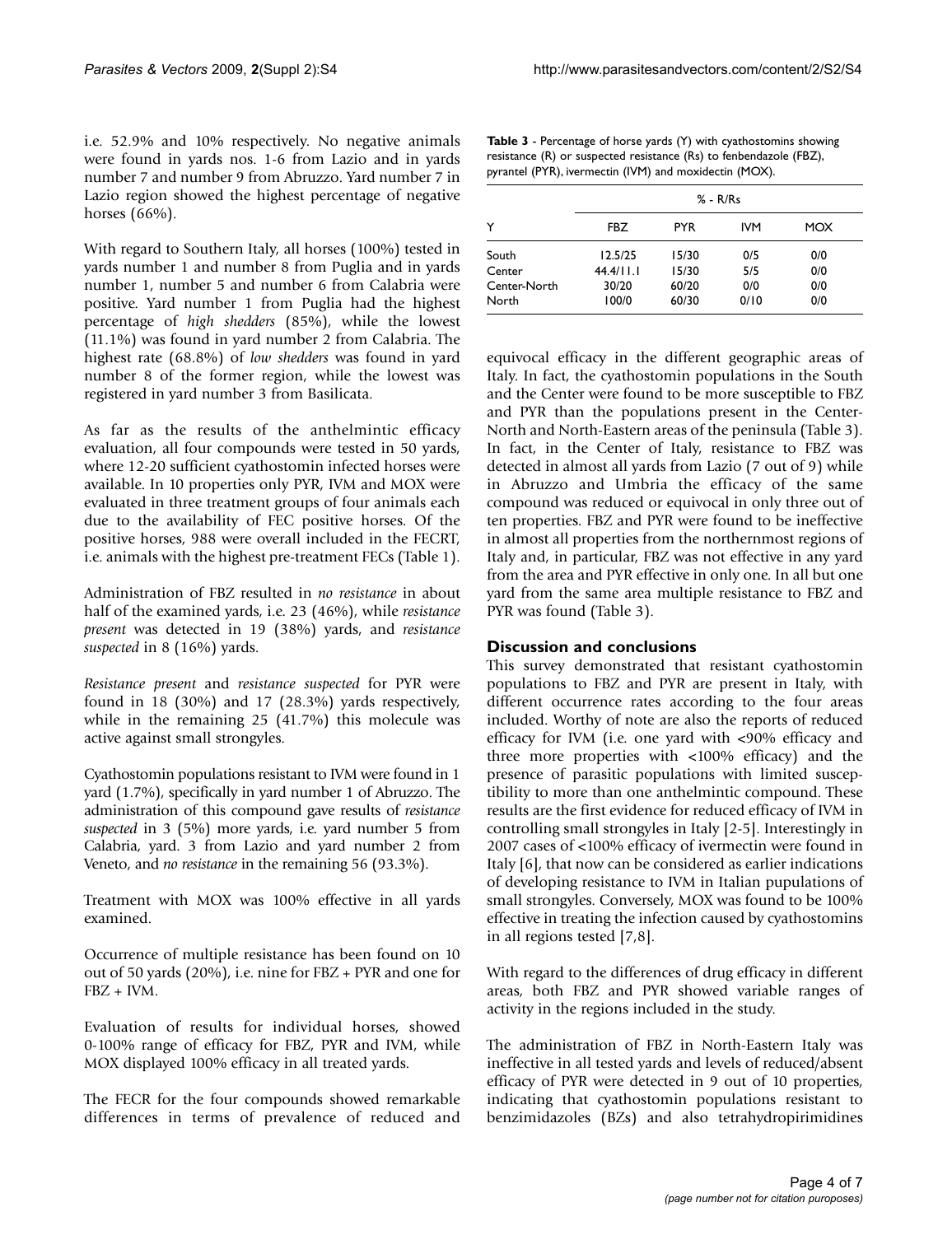i.e. 52.9% and 10% respectively. No negative animals were found in yards nos. 1-6 from Lazio and in yards number 7 and number 9 from Abruzzo. Yard number 7 in Lazio region showed the highest percentage of negative horses (66%).

With regard to Southern Italy, all horses (100%) tested in yards number 1 and number 8 from Puglia and in yards number 1, number 5 and number 6 from Calabria were positive. Yard number 1 from Puglia had the highest percentage of *high shedders* (85%), while the lowest (11.1%) was found in yard number 2 from Calabria. The highest rate (68.8%) of *low shedders* was found in yard number 8 of the former region, while the lowest was registered in yard number 3 from Basilicata.

As far as the results of the anthelmintic efficacy evaluation, all four compounds were tested in 50 yards, where 12-20 sufficient cyathostomin infected horses were available. In 10 properties only PYR, IVM and MOX were evaluated in three treatment groups of four animals each due to the availability of FEC positive horses. Of the positive horses, 988 were overall included in the FECRT, i.e. animals with the highest pre-treatment FECs (Table 1).

Administration of FBZ resulted in *no resistance* in about half of the examined yards, i.e. 23 (46%), while *resistance present* was detected in 19 (38%) yards, and *resistance suspected* in 8 (16%) yards.

*Resistance present* and *resistance suspected* for PYR were found in 18 (30%) and 17 (28.3%) yards respectively, while in the remaining 25 (41.7%) this molecule was active against small strongyles.

Cyathostomin populations resistant to IVM were found in 1 yard (1.7%), specifically in yard number 1 of Abruzzo. The administration of this compound gave results of *resistance suspected* in 3 (5%) more yards, i.e. yard number 5 from Calabria, yard. 3 from Lazio and yard number 2 from Veneto, and *no resistance* in the remaining 56 (93.3%).

Treatment with MOX was 100% effective in all yards examined.

Occurrence of multiple resistance has been found on 10 out of 50 yards (20%), i.e. nine for FBZ + PYR and one for FBZ + IVM.

Evaluation of results for individual horses, showed 0-100% range of efficacy for FBZ, PYR and IVM, while MOX displayed 100% efficacy in all treated yards.

The FECR for the four compounds showed remarkable differences in terms of prevalence of reduced and equivocal efficacy in the different geographic areas of Italy. In fact, the cyathostomin populations in the South and the Center were found to be more susceptible to FBZ and PYR than the populations present in the Center-North and North-Eastern areas of the peninsula (Table 3). In fact, in the Center of Italy, resistance to FBZ was detected in almost all yards from Lazio (7 out of 9) while in Abruzzo and Umbria the efficacy of the same compound was reduced or equivocal in only three out of ten properties. FBZ and PYR were found to be ineffective in almost all properties from the northernmost regions of Italy and, in particular, FBZ was not effective in any yard from the area and PYR effective in only one. In all but one yard from the same area multiple resistance to FBZ and PYR was found (Table 3).

**Table 3** - Percentage of horse yards (Y) with cyathostomins showing resistance (R) or suspected resistance (Rs) to fenbendazole (FBZ), pyrantel (PYR), ivermectin (IVM) and moxidectin (MOX).

| | % - R/Rs | | | |
|---|---|---|---|---|
| Y | FBZ | PYR | IVM | MOX |
| South | 12.5/25 | 15/30 | 0/5 | 0/0 |
| Center | 44.4/11.1 | 15/30 | 5/5 | 0/0 |
| Center-North | 30/20 | 60/20 | 0/0 | 0/0 |
| North | 100/0 | 60/30 | 0/10 | 0/0 |

## Discussion and conclusions

This survey demonstrated that resistant cyathostomin populations to FBZ and PYR are present in Italy, with different occurrence rates according to the four areas included. Worthy of note are also the reports of reduced efficacy for IVM (i.e. one yard with <90% efficacy and three more properties with <100% efficacy) and the presence of parasitic populations with limited susceptibility to more than one anthelmintic compound. These results are the first evidence for reduced efficacy of IVM in controlling small strongyles in Italy [2-5]. Interestingly in 2007 cases of <100% efficacy of ivermectin were found in Italy [6], that now can be considered as earlier indications of developing resistance to IVM in Italian populations of small strongyles. Conversely, MOX was found to be 100% effective in treating the infection caused by cyathostomins in all regions tested [7,8].

With regard to the differences of drug efficacy in different areas, both FBZ and PYR showed variable ranges of activity in the regions included in the study.

The administration of FBZ in North-Eastern Italy was ineffective in all tested yards and levels of reduced/absent efficacy of PYR were detected in 9 out of 10 properties, indicating that cyathostomin populations resistant to benzimidazoles (BZs) and also tetrahydropirimidines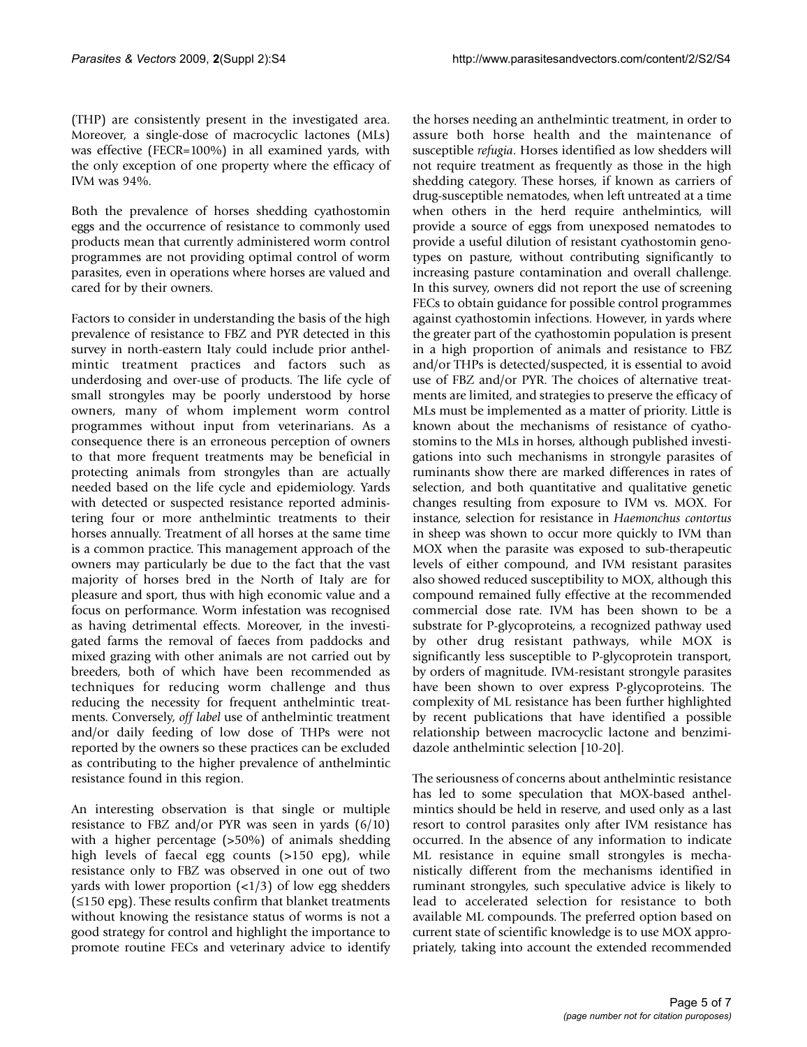(THP) are consistently present in the investigated area. Moreover, a single-dose of macrocyclic lactones (MLs) was effective (FECR=100%) in all examined yards, with the only exception of one property where the efficacy of IVM was 94%.

Both the prevalence of horses shedding cyathostomin eggs and the occurrence of resistance to commonly used products mean that currently administered worm control programmes are not providing optimal control of worm parasites, even in operations where horses are valued and cared for by their owners.

Factors to consider in understanding the basis of the high prevalence of resistance to FBZ and PYR detected in this survey in north-eastern Italy could include prior anthelmintic treatment practices and factors such as underdosing and over-use of products. The life cycle of small strongyles may be poorly understood by horse owners, many of whom implement worm control programmes without input from veterinarians. As a consequence there is an erroneous perception of owners to that more frequent treatments may be beneficial in protecting animals from strongyles than are actually needed based on the life cycle and epidemiology. Yards with detected or suspected resistance reported administering four or more anthelmintic treatments to their horses annually. Treatment of all horses at the same time is a common practice. This management approach of the owners may particularly be due to the fact that the vast majority of horses bred in the North of Italy are for pleasure and sport, thus with high economic value and a focus on performance. Worm infestation was recognised as having detrimental effects. Moreover, in the investigated farms the removal of faeces from paddocks and mixed grazing with other animals are not carried out by breeders, both of which have been recommended as techniques for reducing worm challenge and thus reducing the necessity for frequent anthelmintic treatments. Conversely, *off label* use of anthelmintic treatment and/or daily feeding of low dose of THPs were not reported by the owners so these practices can be excluded as contributing to the higher prevalence of anthelmintic resistance found in this region.

An interesting observation is that single or multiple resistance to FBZ and/or PYR was seen in yards (6/10) with a higher percentage (>50%) of animals shedding high levels of faecal egg counts (>150 epg), while resistance only to FBZ was observed in one out of two yards with lower proportion (<1/3) of low egg shedders (≤150 epg). These results confirm that blanket treatments without knowing the resistance status of worms is not a good strategy for control and highlight the importance to promote routine FECs and veterinary advice to identify the horses needing an anthelmintic treatment, in order to assure both horse health and the maintenance of susceptible *refugia*. Horses identified as low shedders will not require treatment as frequently as those in the high shedding category. These horses, if known as carriers of drug-susceptible nematodes, when left untreated at a time when others in the herd require anthelmintics, will provide a source of eggs from unexposed nematodes to provide a useful dilution of resistant cyathostomin genotypes on pasture, without contributing significantly to increasing pasture contamination and overall challenge. In this survey, owners did not report the use of screening FECs to obtain guidance for possible control programmes against cyathostomin infections. However, in yards where the greater part of the cyathostomin population is present in a high proportion of animals and resistance to FBZ and/or THPs is detected/suspected, it is essential to avoid use of FBZ and/or PYR. The choices of alternative treatments are limited, and strategies to preserve the efficacy of MLs must be implemented as a matter of priority. Little is known about the mechanisms of resistance of cyathostomins to the MLs in horses, although published investigations into such mechanisms in strongyle parasites of ruminants show there are marked differences in rates of selection, and both quantitative and qualitative genetic changes resulting from exposure to IVM vs. MOX. For instance, selection for resistance in *Haemonchus contortus* in sheep was shown to occur more quickly to IVM than MOX when the parasite was exposed to sub-therapeutic levels of either compound, and IVM resistant parasites also showed reduced susceptibility to MOX, although this compound remained fully effective at the recommended commercial dose rate. IVM has been shown to be a substrate for P-glycoproteins, a recognized pathway used by other drug resistant pathways, while MOX is significantly less susceptible to P-glycoprotein transport, by orders of magnitude. IVM-resistant strongyle parasites have been shown to over express P-glycoproteins. The complexity of ML resistance has been further highlighted by recent publications that have identified a possible relationship between macrocyclic lactone and benzimidazole anthelmintic selection [10-20].

The seriousness of concerns about anthelmintic resistance has led to some speculation that MOX-based anthelmintics should be held in reserve, and used only as a last resort to control parasites only after IVM resistance has occurred. In the absence of any information to indicate ML resistance in equine small strongyles is mechanistically different from the mechanisms identified in ruminant strongyles, such speculative advice is likely to lead to accelerated selection for resistance to both available ML compounds. The preferred option based on current state of scientific knowledge is to use MOX appropriately, taking into account the extended recommended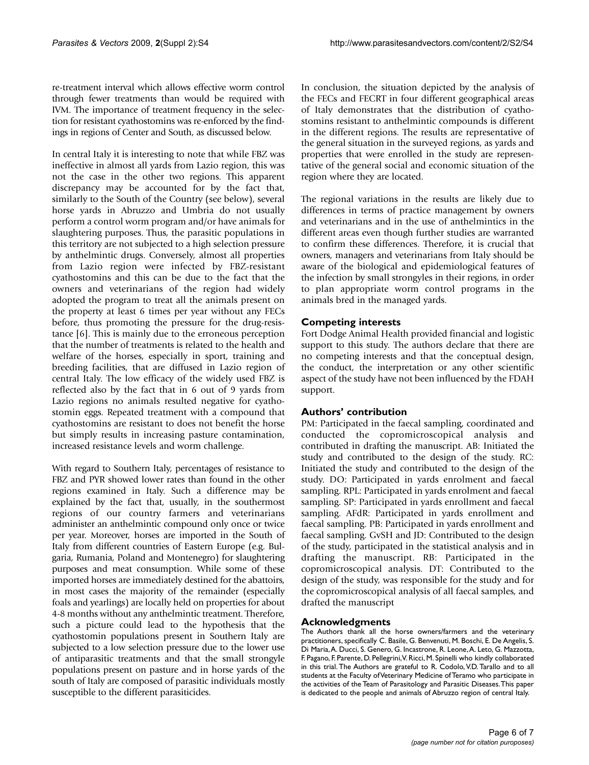re-treatment interval which allows effective worm control through fewer treatments than would be required with IVM. The importance of treatment frequency in the selection for resistant cyathostomins was re-enforced by the findings in regions of Center and South, as discussed below.

In central Italy it is interesting to note that while FBZ was ineffective in almost all yards from Lazio region, this was not the case in the other two regions. This apparent discrepancy may be accounted for by the fact that, similarly to the South of the Country (see below), several horse yards in Abruzzo and Umbria do not usually perform a control worm program and/or have animals for slaughtering purposes. Thus, the parasitic populations in this territory are not subjected to a high selection pressure by anthelmintic drugs. Conversely, almost all properties from Lazio region were infected by FBZ-resistant cyathostomins and this can be due to the fact that the owners and veterinarians of the region had widely adopted the program to treat all the animals present on the property at least 6 times per year without any FECs before, thus promoting the pressure for the drug-resistance [6]. This is mainly due to the erroneous perception that the number of treatments is related to the health and welfare of the horses, especially in sport, training and breeding facilities, that are diffused in Lazio region of central Italy. The low efficacy of the widely used FBZ is reflected also by the fact that in 6 out of 9 yards from Lazio regions no animals resulted negative for cyathostomin eggs. Repeated treatment with a compound that cyathostomins are resistant to does not benefit the horse but simply results in increasing pasture contamination, increased resistance levels and worm challenge.

With regard to Southern Italy, percentages of resistance to FBZ and PYR showed lower rates than found in the other regions examined in Italy. Such a difference may be explained by the fact that, usually, in the southermost regions of our country farmers and veterinarians administer an anthelmintic compound only once or twice per year. Moreover, horses are imported in the South of Italy from different countries of Eastern Europe (e.g. Bulgaria, Rumania, Poland and Montenegro) for slaughtering purposes and meat consumption. While some of these imported horses are immediately destined for the abattoirs, in most cases the majority of the remainder (especially foals and yearlings) are locally held on properties for about 4-8 months without any anthelmintic treatment. Therefore, such a picture could lead to the hypothesis that the cyathostomin populations present in Southern Italy are subjected to a low selection pressure due to the lower use of antiparasitic treatments and that the small strongyle populations present on pasture and in horse yards of the south of Italy are composed of parasitic individuals mostly susceptible to the different parasiticides.

In conclusion, the situation depicted by the analysis of the FECs and FECRT in four different geographical areas of Italy demonstrates that the distribution of cyathostomins resistant to anthelmintic compounds is different in the different regions. The results are representative of the general situation in the surveyed regions, as yards and properties that were enrolled in the study are representative of the general social and economic situation of the region where they are located.

The regional variations in the results are likely due to differences in terms of practice management by owners and veterinarians and in the use of anthelmintics in the different areas even though further studies are warranted to confirm these differences. Therefore, it is crucial that owners, managers and veterinarians from Italy should be aware of the biological and epidemiological features of the infection by small strongyles in their regions, in order to plan appropriate worm control programs in the animals bred in the managed yards.

## Competing interests

Fort Dodge Animal Health provided financial and logistic support to this study. The authors declare that there are no competing interests and that the conceptual design, the conduct, the interpretation or any other scientific aspect of the study have not been influenced by the FDAH support.

## Authors' contribution

PM: Participated in the faecal sampling, coordinated and conducted the copromicroscopical analysis and contributed in drafting the manuscript. AB: Initiated the study and contributed to the design of the study. RC: Initiated the study and contributed to the design of the study. DO: Participated in yards enrolment and faecal sampling. RPL: Participated in yards enrolment and faecal sampling. SP: Participated in yards enrollment and faecal sampling. AFdR: Participated in yards enrollment and faecal sampling. PB: Participated in yards enrollment and faecal sampling. GvSH and JD: Contributed to the design of the study, participated in the statistical analysis and in drafting the manuscript. RB: Participated in the copromicroscopical analysis. DT: Contributed to the design of the study, was responsible for the study and for the copromicroscopical analysis of all faecal samples, and drafted the manuscript

## Acknowledgments

The Authors thank all the horse owners/farmers and the veterinary practitioners, specifically C. Basile, G. Benvenuti, M. Boschi, E. De Angelis, S. Di Maria, A. Ducci, S. Genero, G. Incastrone, R. Leone, A. Leto, G. Mazzotta, F. Pagano, F. Parente, D. Pellegrini, V. Ricci, M. Spinelli who kindly collaborated in this trial. The Authors are grateful to R. Codolo, V.D. Tarallo and to all students at the Faculty of Veterinary Medicine of Teramo who participate in the activities of the Team of Parasitology and Parasitic Diseases. This paper is dedicated to the people and animals of Abruzzo region of central Italy.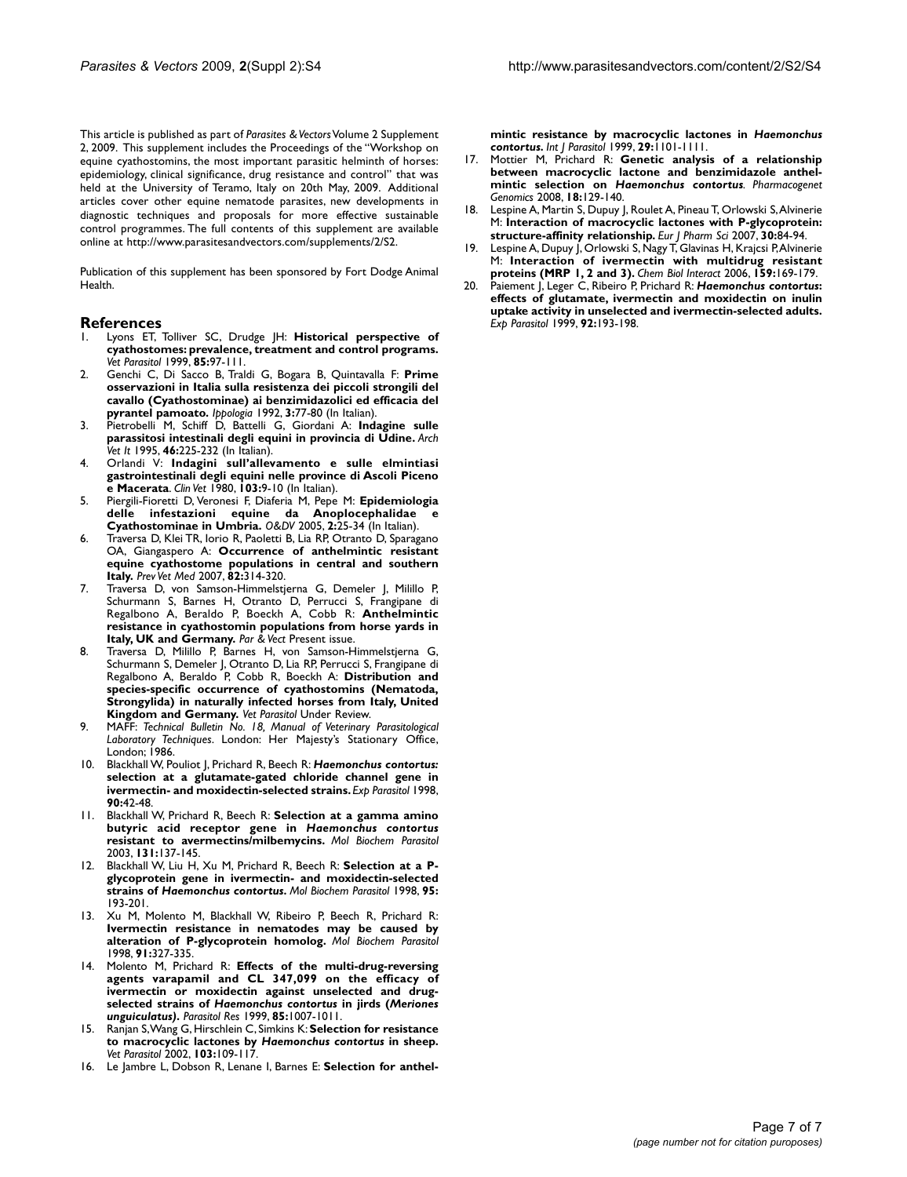This article is published as part of *Parasites & Vectors* Volume 2 Supplement 2, 2009. This supplement includes the Proceedings of the "Workshop on equine cyathostomins, the most important parasitic helminth of horses: epidemiology, clinical significance, drug resistance and control" that was held at the University of Teramo, Italy on 20th May, 2009. Additional articles cover other equine nematode parasites, new developments in diagnostic techniques and proposals for more effective sustainable control programmes. The full contents of this supplement are available online at http://www.parasitesandvectors.com/supplements/2/S2.

Publication of this supplement has been sponsored by Fort Dodge Animal Health.

## References

1. Lyons ET, Tolliver SC, Drudge JH: **Historical perspective of cyathostomes: prevalence, treatment and control programs.** *Vet Parasitol* 1999, **85:**97-111.
2. Genchi C, Di Sacco B, Traldi G, Bogara B, Quintavalla F: **Prime osservazioni in Italia sulla resistenza dei piccoli strongili del cavallo (Cyathostominae) ai benzimidazolici ed efficacia del pyrantel pamoato.** *Ippologia* 1992, **3:**77-80 (In Italian).
3. Pietrobelli M, Schiff D, Battelli G, Giordani A: **Indagine sulle parassitosi intestinali degli equini in provincia di Udine.** *Arch Vet It* 1995, **46:**225-232 (In Italian).
4. Orlandi V: **Indagini sull'allevamento e sulle elmintiasi gastrointestinali degli equini nelle province di Ascoli Piceno e Macerata**. *Clin Vet* 1980, **103:**9-10 (In Italian).
5. Piergili-Fioretti D, Veronesi F, Diaferia M, Pepe M: **Epidemiologia delle infestazioni equine da Anoplocephalidae e Cyathostominae in Umbria.** *O&DV* 2005, **2:**25-34 (In Italian).
6. Traversa D, Klei TR, Iorio R, Paoletti B, Lia RP, Otranto D, Sparagano OA, Giangaspero A: **Occurrence of anthelmintic resistant equine cyathostome populations in central and southern Italy.** *Prev Vet Med* 2007, **82:**314-320.
7. Traversa D, von Samson-Himmelstjerna G, Demeler J, Milillo P, Schurmann S, Barnes H, Otranto D, Perrucci S, Frangipane di Regalbono A, Beraldo P, Boeckh A, Cobb R: **Anthelmintic resistance in cyathostomin populations from horse yards in Italy, UK and Germany.** *Par & Vect* Present issue.
8. Traversa D, Milillo P, Barnes H, von Samson-Himmelstjerna G, Schurmann S, Demeler J, Otranto D, Lia RP, Perrucci S, Frangipane di Regalbono A, Beraldo P, Cobb R, Boeckh A: **Distribution and species-specific occurrence of cyathostomins (Nematoda, Strongylida) in naturally infected horses from Italy, United Kingdom and Germany.** *Vet Parasitol* Under Review.
9. MAFF: *Technical Bulletin No. 18, Manual of Veterinary Parasitological Laboratory Techniques*. London: Her Majesty's Stationary Office, London; 1986.
10. Blackhall W, Pouliot J, Prichard R, Beech R: ***Haemonchus contortus:* selection at a glutamate-gated chloride channel gene in ivermectin- and moxidectin-selected strains.** *Exp Parasitol* 1998, **90:**42-48.
11. Blackhall W, Prichard R, Beech R: **Selection at a gamma amino butyric acid receptor gene in *Haemonchus contortus* resistant to avermectins/milbemycins.** *Mol Biochem Parasitol* 2003, **131:**137-145.
12. Blackhall W, Liu H, Xu M, Prichard R, Beech R: **Selection at a P-glycoprotein gene in ivermectin- and moxidectin-selected strains of *Haemonchus contortus*.** *Mol Biochem Parasitol* 1998, **95:** 193-201.
13. Xu M, Molento M, Blackhall W, Ribeiro P, Beech R, Prichard R: **Ivermectin resistance in nematodes may be caused by alteration of P-glycoprotein homolog.** *Mol Biochem Parasitol* 1998, **91:**327-335.
14. Molento M, Prichard R: **Effects of the multi-drug-reversing agents varapamil and CL 347,099 on the efficacy of ivermectin or moxidectin against unselected and drug-selected strains of *Haemonchus contortus* in jirds (*Meriones unguiculatus*).** *Parasitol Res* 1999, **85:**1007-1011.
15. Ranjan S, Wang G, Hirschlein C, Simkins K: **Selection for resistance to macrocyclic lactones by *Haemonchus contortus* in sheep.** *Vet Parasitol* 2002, **103:**109-117.
16. Le Jambre L, Dobson R, Lenane I, Barnes E: **Selection for anthelmintic resistance by macrocyclic lactones in *Haemonchus contortus*.** *Int J Parasitol* 1999, **29:**1101-1111.
17. Mottier M, Prichard R: **Genetic analysis of a relationship between macrocyclic lactone and benzimidazole anthelmintic selection on *Haemonchus contortus*.** *Pharmacogenet Genomics* 2008, **18:**129-140.
18. Lespine A, Martin S, Dupuy J, Roulet A, Pineau T, Orlowski S, Alvinerie M: **Interaction of macrocyclic lactones with P-glycoprotein: structure-affinity relationship.** *Eur J Pharm Sci* 2007, **30:**84-94.
19. Lespine A, Dupuy J, Orlowski S, Nagy T, Glavinas H, Krajcsi P, Alvinerie M: **Interaction of ivermectin with multidrug resistant proteins (MRP 1, 2 and 3).** *Chem Biol Interact* 2006, **159:**169-179.
20. Paiement J, Leger C, Ribeiro P, Prichard R: ***Haemonchus contortus*: effects of glutamate, ivermectin and moxidectin on inulin uptake activity in unselected and ivermectin-selected adults.** *Exp Parasitol* 1999, **92:**193-198.